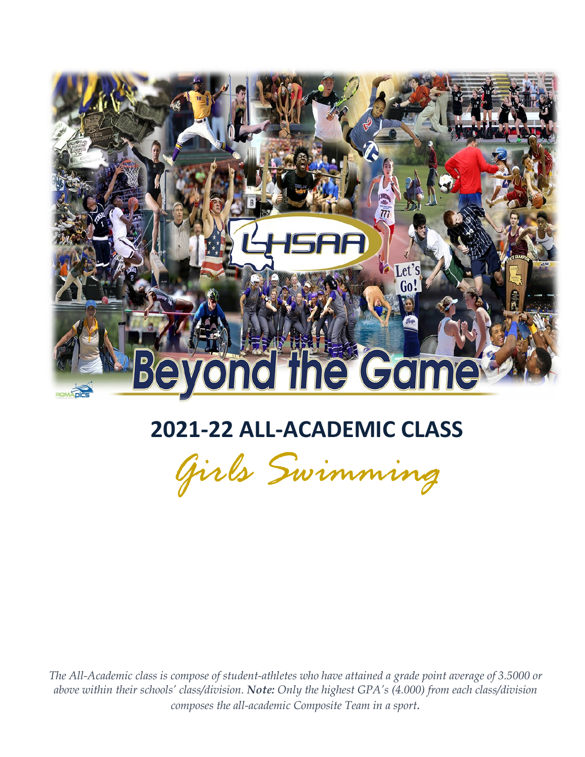# 2021-22 ALL-ACADEMIC CLASS

## *Girls Swimming*

*The All-Academic class is compose of student-athletes who have attained a grade point average of 3.5000 or above within their schools' class/division.* ***Note:*** *Only the highest GPA's (4.000) from each class/division composes the all-academic Composite Team in a sport.*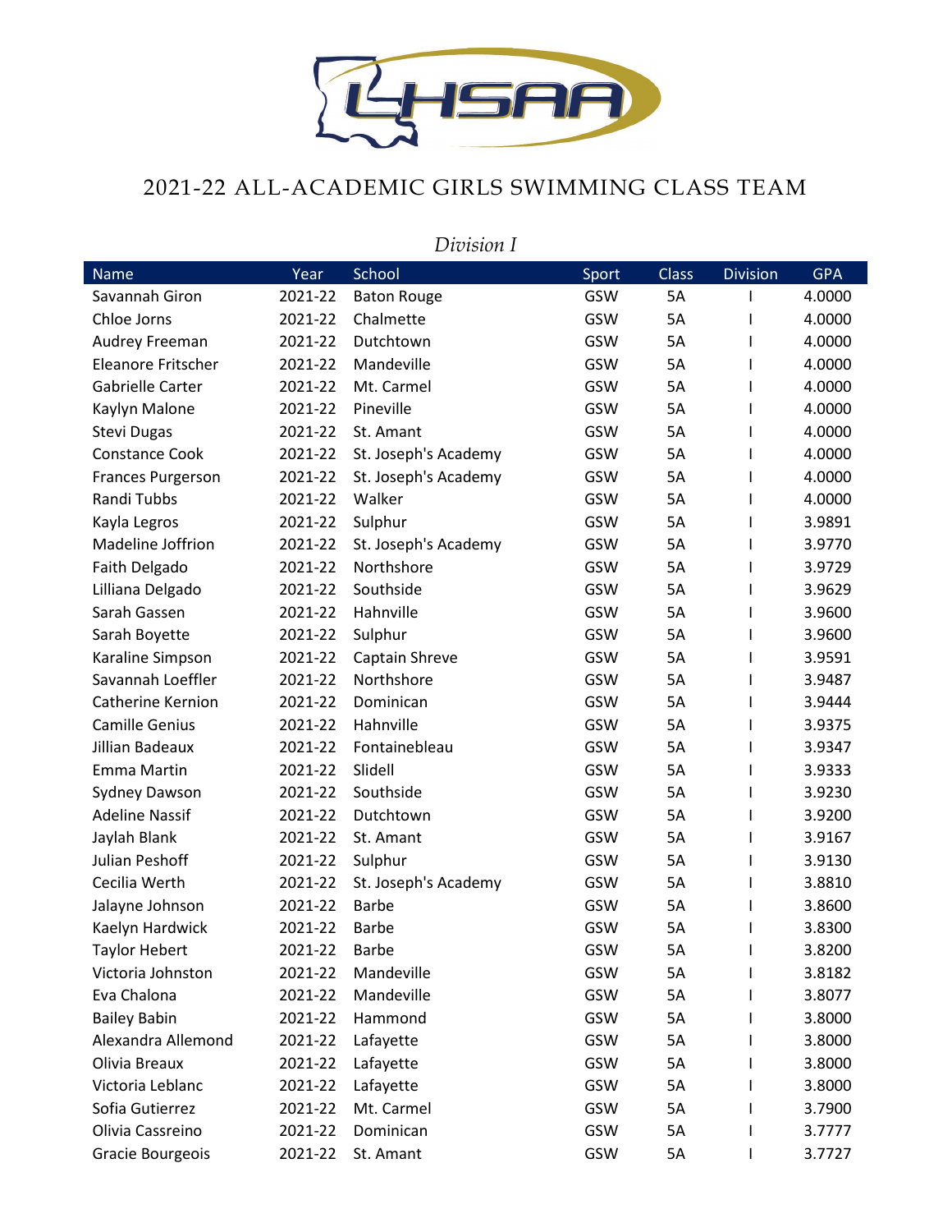# 2021-22 ALL-ACADEMIC GIRLS SWIMMING CLASS TEAM

*Division I*

| Name | Year | School | Sport | Class | Division | GPA |
|---|---|---|---|---|---|---|
| Savannah Giron | 2021-22 | Baton Rouge | GSW | 5A | I | 4.0000 |
| Chloe Jorns | 2021-22 | Chalmette | GSW | 5A | I | 4.0000 |
| Audrey Freeman | 2021-22 | Dutchtown | GSW | 5A | I | 4.0000 |
| Eleanore Fritscher | 2021-22 | Mandeville | GSW | 5A | I | 4.0000 |
| Gabrielle Carter | 2021-22 | Mt. Carmel | GSW | 5A | I | 4.0000 |
| Kaylyn Malone | 2021-22 | Pineville | GSW | 5A | I | 4.0000 |
| Stevi Dugas | 2021-22 | St. Amant | GSW | 5A | I | 4.0000 |
| Constance Cook | 2021-22 | St. Joseph's Academy | GSW | 5A | I | 4.0000 |
| Frances Purgerson | 2021-22 | St. Joseph's Academy | GSW | 5A | I | 4.0000 |
| Randi Tubbs | 2021-22 | Walker | GSW | 5A | I | 4.0000 |
| Kayla Legros | 2021-22 | Sulphur | GSW | 5A | I | 3.9891 |
| Madeline Joffrion | 2021-22 | St. Joseph's Academy | GSW | 5A | I | 3.9770 |
| Faith Delgado | 2021-22 | Northshore | GSW | 5A | I | 3.9729 |
| Lilliana Delgado | 2021-22 | Southside | GSW | 5A | I | 3.9629 |
| Sarah Gassen | 2021-22 | Hahnville | GSW | 5A | I | 3.9600 |
| Sarah Boyette | 2021-22 | Sulphur | GSW | 5A | I | 3.9600 |
| Karaline Simpson | 2021-22 | Captain Shreve | GSW | 5A | I | 3.9591 |
| Savannah Loeffler | 2021-22 | Northshore | GSW | 5A | I | 3.9487 |
| Catherine Kernion | 2021-22 | Dominican | GSW | 5A | I | 3.9444 |
| Camille Genius | 2021-22 | Hahnville | GSW | 5A | I | 3.9375 |
| Jillian Badeaux | 2021-22 | Fontainebleau | GSW | 5A | I | 3.9347 |
| Emma Martin | 2021-22 | Slidell | GSW | 5A | I | 3.9333 |
| Sydney Dawson | 2021-22 | Southside | GSW | 5A | I | 3.9230 |
| Adeline Nassif | 2021-22 | Dutchtown | GSW | 5A | I | 3.9200 |
| Jaylah Blank | 2021-22 | St. Amant | GSW | 5A | I | 3.9167 |
| Julian Peshoff | 2021-22 | Sulphur | GSW | 5A | I | 3.9130 |
| Cecilia Werth | 2021-22 | St. Joseph's Academy | GSW | 5A | I | 3.8810 |
| Jalayne Johnson | 2021-22 | Barbe | GSW | 5A | I | 3.8600 |
| Kaelyn Hardwick | 2021-22 | Barbe | GSW | 5A | I | 3.8300 |
| Taylor Hebert | 2021-22 | Barbe | GSW | 5A | I | 3.8200 |
| Victoria Johnston | 2021-22 | Mandeville | GSW | 5A | I | 3.8182 |
| Eva Chalona | 2021-22 | Mandeville | GSW | 5A | I | 3.8077 |
| Bailey Babin | 2021-22 | Hammond | GSW | 5A | I | 3.8000 |
| Alexandra Allemond | 2021-22 | Lafayette | GSW | 5A | I | 3.8000 |
| Olivia Breaux | 2021-22 | Lafayette | GSW | 5A | I | 3.8000 |
| Victoria Leblanc | 2021-22 | Lafayette | GSW | 5A | I | 3.8000 |
| Sofia Gutierrez | 2021-22 | Mt. Carmel | GSW | 5A | I | 3.7900 |
| Olivia Cassreino | 2021-22 | Dominican | GSW | 5A | I | 3.7777 |
| Gracie Bourgeois | 2021-22 | St. Amant | GSW | 5A | I | 3.7727 |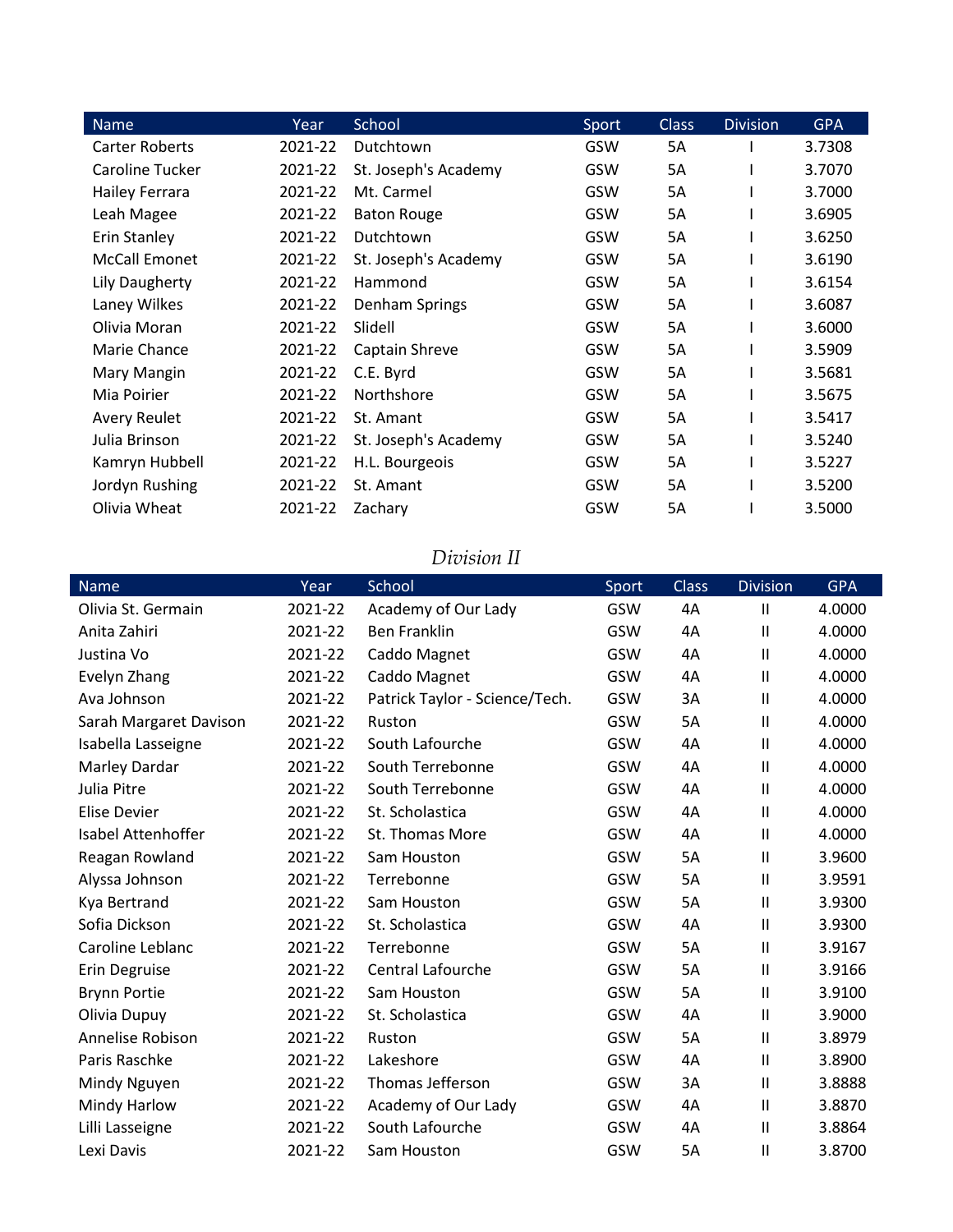| Name | Year | School | Sport | Class | Division | GPA |
|---|---|---|---|---|---|---|
| Carter Roberts | 2021-22 | Dutchtown | GSW | 5A | I | 3.7308 |
| Caroline Tucker | 2021-22 | St. Joseph's Academy | GSW | 5A | I | 3.7070 |
| Hailey Ferrara | 2021-22 | Mt. Carmel | GSW | 5A | I | 3.7000 |
| Leah Magee | 2021-22 | Baton Rouge | GSW | 5A | I | 3.6905 |
| Erin Stanley | 2021-22 | Dutchtown | GSW | 5A | I | 3.6250 |
| McCall Emonet | 2021-22 | St. Joseph's Academy | GSW | 5A | I | 3.6190 |
| Lily Daugherty | 2021-22 | Hammond | GSW | 5A | I | 3.6154 |
| Laney Wilkes | 2021-22 | Denham Springs | GSW | 5A | I | 3.6087 |
| Olivia Moran | 2021-22 | Slidell | GSW | 5A | I | 3.6000 |
| Marie Chance | 2021-22 | Captain Shreve | GSW | 5A | I | 3.5909 |
| Mary Mangin | 2021-22 | C.E. Byrd | GSW | 5A | I | 3.5681 |
| Mia Poirier | 2021-22 | Northshore | GSW | 5A | I | 3.5675 |
| Avery Reulet | 2021-22 | St. Amant | GSW | 5A | I | 3.5417 |
| Julia Brinson | 2021-22 | St. Joseph's Academy | GSW | 5A | I | 3.5240 |
| Kamryn Hubbell | 2021-22 | H.L. Bourgeois | GSW | 5A | I | 3.5227 |
| Jordyn Rushing | 2021-22 | St. Amant | GSW | 5A | I | 3.5200 |
| Olivia Wheat | 2021-22 | Zachary | GSW | 5A | I | 3.5000 |

*Division II*

| Name | Year | School | Sport | Class | Division | GPA |
|---|---|---|---|---|---|---|
| Olivia St. Germain | 2021-22 | Academy of Our Lady | GSW | 4A | II | 4.0000 |
| Anita Zahiri | 2021-22 | Ben Franklin | GSW | 4A | II | 4.0000 |
| Justina Vo | 2021-22 | Caddo Magnet | GSW | 4A | II | 4.0000 |
| Evelyn Zhang | 2021-22 | Caddo Magnet | GSW | 4A | II | 4.0000 |
| Ava Johnson | 2021-22 | Patrick Taylor - Science/Tech. | GSW | 3A | II | 4.0000 |
| Sarah Margaret Davison | 2021-22 | Ruston | GSW | 5A | II | 4.0000 |
| Isabella Lasseigne | 2021-22 | South Lafourche | GSW | 4A | II | 4.0000 |
| Marley Dardar | 2021-22 | South Terrebonne | GSW | 4A | II | 4.0000 |
| Julia Pitre | 2021-22 | South Terrebonne | GSW | 4A | II | 4.0000 |
| Elise Devier | 2021-22 | St. Scholastica | GSW | 4A | II | 4.0000 |
| Isabel Attenhoffer | 2021-22 | St. Thomas More | GSW | 4A | II | 4.0000 |
| Reagan Rowland | 2021-22 | Sam Houston | GSW | 5A | II | 3.9600 |
| Alyssa Johnson | 2021-22 | Terrebonne | GSW | 5A | II | 3.9591 |
| Kya Bertrand | 2021-22 | Sam Houston | GSW | 5A | II | 3.9300 |
| Sofia Dickson | 2021-22 | St. Scholastica | GSW | 4A | II | 3.9300 |
| Caroline Leblanc | 2021-22 | Terrebonne | GSW | 5A | II | 3.9167 |
| Erin Degruise | 2021-22 | Central Lafourche | GSW | 5A | II | 3.9166 |
| Brynn Portie | 2021-22 | Sam Houston | GSW | 5A | II | 3.9100 |
| Olivia Dupuy | 2021-22 | St. Scholastica | GSW | 4A | II | 3.9000 |
| Annelise Robison | 2021-22 | Ruston | GSW | 5A | II | 3.8979 |
| Paris Raschke | 2021-22 | Lakeshore | GSW | 4A | II | 3.8900 |
| Mindy Nguyen | 2021-22 | Thomas Jefferson | GSW | 3A | II | 3.8888 |
| Mindy Harlow | 2021-22 | Academy of Our Lady | GSW | 4A | II | 3.8870 |
| Lilli Lasseigne | 2021-22 | South Lafourche | GSW | 4A | II | 3.8864 |
| Lexi Davis | 2021-22 | Sam Houston | GSW | 5A | II | 3.8700 |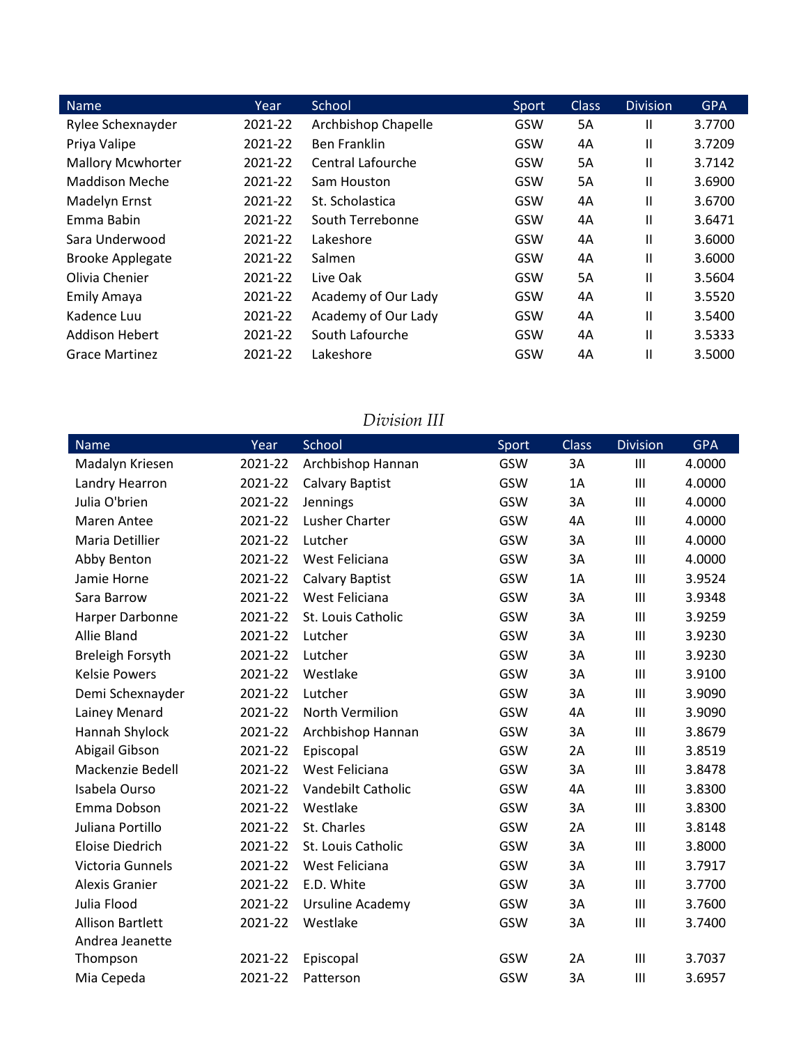| Name | Year | School | Sport | Class | Division | GPA |
|---|---|---|---|---|---|---|
| Rylee Schexnayder | 2021-22 | Archbishop Chapelle | GSW | 5A | II | 3.7700 |
| Priya Valipe | 2021-22 | Ben Franklin | GSW | 4A | II | 3.7209 |
| Mallory Mcwhorter | 2021-22 | Central Lafourche | GSW | 5A | II | 3.7142 |
| Maddison Meche | 2021-22 | Sam Houston | GSW | 5A | II | 3.6900 |
| Madelyn Ernst | 2021-22 | St. Scholastica | GSW | 4A | II | 3.6700 |
| Emma Babin | 2021-22 | South Terrebonne | GSW | 4A | II | 3.6471 |
| Sara Underwood | 2021-22 | Lakeshore | GSW | 4A | II | 3.6000 |
| Brooke Applegate | 2021-22 | Salmen | GSW | 4A | II | 3.6000 |
| Olivia Chenier | 2021-22 | Live Oak | GSW | 5A | II | 3.5604 |
| Emily Amaya | 2021-22 | Academy of Our Lady | GSW | 4A | II | 3.5520 |
| Kadence Luu | 2021-22 | Academy of Our Lady | GSW | 4A | II | 3.5400 |
| Addison Hebert | 2021-22 | South Lafourche | GSW | 4A | II | 3.5333 |
| Grace Martinez | 2021-22 | Lakeshore | GSW | 4A | II | 3.5000 |

*Division III*

| Name | Year | School | Sport | Class | Division | GPA |
|---|---|---|---|---|---|---|
| Madalyn Kriesen | 2021-22 | Archbishop Hannan | GSW | 3A | III | 4.0000 |
| Landry Hearron | 2021-22 | Calvary Baptist | GSW | 1A | III | 4.0000 |
| Julia O'brien | 2021-22 | Jennings | GSW | 3A | III | 4.0000 |
| Maren Antee | 2021-22 | Lusher Charter | GSW | 4A | III | 4.0000 |
| Maria Detillier | 2021-22 | Lutcher | GSW | 3A | III | 4.0000 |
| Abby Benton | 2021-22 | West Feliciana | GSW | 3A | III | 4.0000 |
| Jamie Horne | 2021-22 | Calvary Baptist | GSW | 1A | III | 3.9524 |
| Sara Barrow | 2021-22 | West Feliciana | GSW | 3A | III | 3.9348 |
| Harper Darbonne | 2021-22 | St. Louis Catholic | GSW | 3A | III | 3.9259 |
| Allie Bland | 2021-22 | Lutcher | GSW | 3A | III | 3.9230 |
| Breleigh Forsyth | 2021-22 | Lutcher | GSW | 3A | III | 3.9230 |
| Kelsie Powers | 2021-22 | Westlake | GSW | 3A | III | 3.9100 |
| Demi Schexnayder | 2021-22 | Lutcher | GSW | 3A | III | 3.9090 |
| Lainey Menard | 2021-22 | North Vermilion | GSW | 4A | III | 3.9090 |
| Hannah Shylock | 2021-22 | Archbishop Hannan | GSW | 3A | III | 3.8679 |
| Abigail Gibson | 2021-22 | Episcopal | GSW | 2A | III | 3.8519 |
| Mackenzie Bedell | 2021-22 | West Feliciana | GSW | 3A | III | 3.8478 |
| Isabela Ourso | 2021-22 | Vandebilt Catholic | GSW | 4A | III | 3.8300 |
| Emma Dobson | 2021-22 | Westlake | GSW | 3A | III | 3.8300 |
| Juliana Portillo | 2021-22 | St. Charles | GSW | 2A | III | 3.8148 |
| Eloise Diedrich | 2021-22 | St. Louis Catholic | GSW | 3A | III | 3.8000 |
| Victoria Gunnels | 2021-22 | West Feliciana | GSW | 3A | III | 3.7917 |
| Alexis Granier | 2021-22 | E.D. White | GSW | 3A | III | 3.7700 |
| Julia Flood | 2021-22 | Ursuline Academy | GSW | 3A | III | 3.7600 |
| Allison Bartlett | 2021-22 | Westlake | GSW | 3A | III | 3.7400 |
| Andrea Jeanette Thompson | 2021-22 | Episcopal | GSW | 2A | III | 3.7037 |
| Mia Cepeda | 2021-22 | Patterson | GSW | 3A | III | 3.6957 |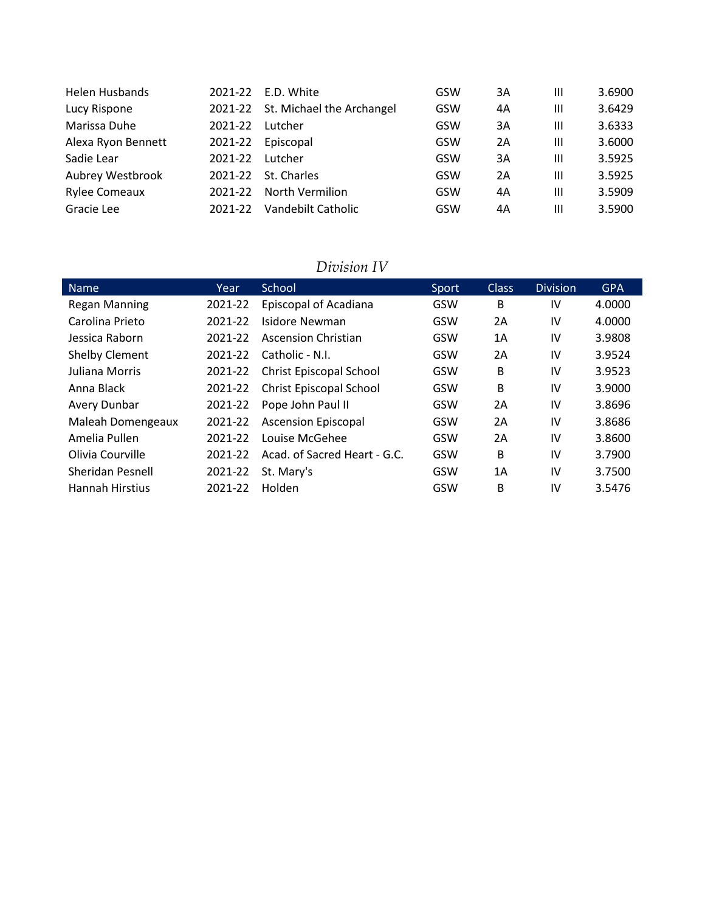| | | | | | | |
|---|---|---|---|---|---|---|
| Helen Husbands | 2021-22 | E.D. White | GSW | 3A | III | 3.6900 |
| Lucy Rispone | 2021-22 | St. Michael the Archangel | GSW | 4A | III | 3.6429 |
| Marissa Duhe | 2021-22 | Lutcher | GSW | 3A | III | 3.6333 |
| Alexa Ryon Bennett | 2021-22 | Episcopal | GSW | 2A | III | 3.6000 |
| Sadie Lear | 2021-22 | Lutcher | GSW | 3A | III | 3.5925 |
| Aubrey Westbrook | 2021-22 | St. Charles | GSW | 2A | III | 3.5925 |
| Rylee Comeaux | 2021-22 | North Vermilion | GSW | 4A | III | 3.5909 |
| Gracie Lee | 2021-22 | Vandebilt Catholic | GSW | 4A | III | 3.5900 |

## *Division IV*

| Name | Year | School | Sport | Class | Division | GPA |
|---|---|---|---|---|---|---|
| Regan Manning | 2021-22 | Episcopal of Acadiana | GSW | B | IV | 4.0000 |
| Carolina Prieto | 2021-22 | Isidore Newman | GSW | 2A | IV | 4.0000 |
| Jessica Raborn | 2021-22 | Ascension Christian | GSW | 1A | IV | 3.9808 |
| Shelby Clement | 2021-22 | Catholic - N.I. | GSW | 2A | IV | 3.9524 |
| Juliana Morris | 2021-22 | Christ Episcopal School | GSW | B | IV | 3.9523 |
| Anna Black | 2021-22 | Christ Episcopal School | GSW | B | IV | 3.9000 |
| Avery Dunbar | 2021-22 | Pope John Paul II | GSW | 2A | IV | 3.8696 |
| Maleah Domengeaux | 2021-22 | Ascension Episcopal | GSW | 2A | IV | 3.8686 |
| Amelia Pullen | 2021-22 | Louise McGehee | GSW | 2A | IV | 3.8600 |
| Olivia Courville | 2021-22 | Acad. of Sacred Heart - G.C. | GSW | B | IV | 3.7900 |
| Sheridan Pesnell | 2021-22 | St. Mary's | GSW | 1A | IV | 3.7500 |
| Hannah Hirstius | 2021-22 | Holden | GSW | B | IV | 3.5476 |